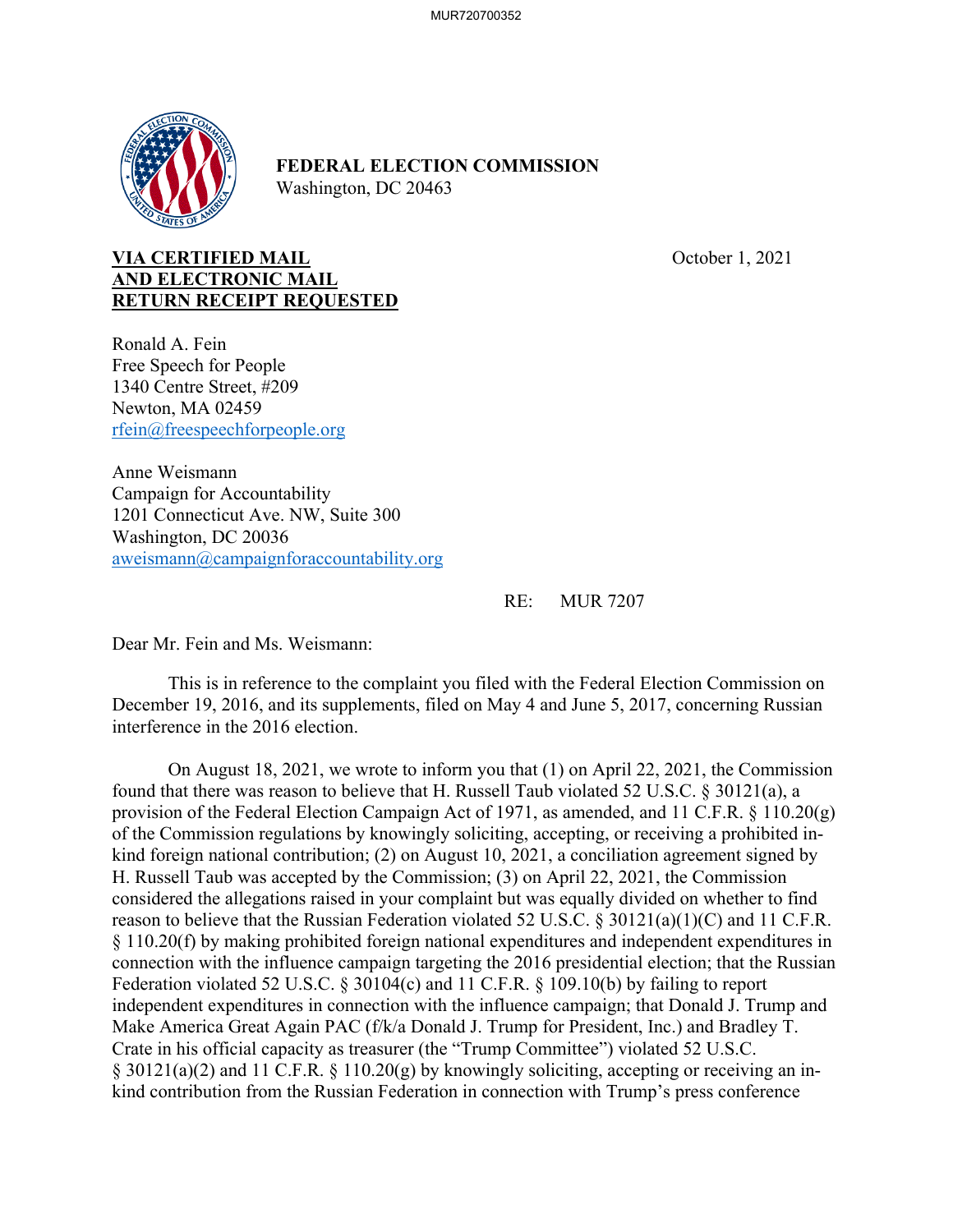**FEDERAL ELECTION COMMISSION**
Washington, DC 20463

**VIA CERTIFIED MAIL**
**AND ELECTRONIC MAIL**
**RETURN RECEIPT REQUESTED**

October 1, 2021

Ronald A. Fein
Free Speech for People
1340 Centre Street, #209
Newton, MA 02459
rfein@freespeechforpeople.org

Anne Weismann
Campaign for Accountability
1201 Connecticut Ave. NW, Suite 300
Washington, DC 20036
aweismann@campaignforaccountability.org

RE: MUR 7207

Dear Mr. Fein and Ms. Weismann:

This is in reference to the complaint you filed with the Federal Election Commission on December 19, 2016, and its supplements, filed on May 4 and June 5, 2017, concerning Russian interference in the 2016 election.

On August 18, 2021, we wrote to inform you that (1) on April 22, 2021, the Commission found that there was reason to believe that H. Russell Taub violated 52 U.S.C. § 30121(a), a provision of the Federal Election Campaign Act of 1971, as amended, and 11 C.F.R. § 110.20(g) of the Commission regulations by knowingly soliciting, accepting, or receiving a prohibited in-kind foreign national contribution; (2) on August 10, 2021, a conciliation agreement signed by H. Russell Taub was accepted by the Commission; (3) on April 22, 2021, the Commission considered the allegations raised in your complaint but was equally divided on whether to find reason to believe that the Russian Federation violated 52 U.S.C. § 30121(a)(1)(C) and 11 C.F.R. § 110.20(f) by making prohibited foreign national expenditures and independent expenditures in connection with the influence campaign targeting the 2016 presidential election; that the Russian Federation violated 52 U.S.C. § 30104(c) and 11 C.F.R. § 109.10(b) by failing to report independent expenditures in connection with the influence campaign; that Donald J. Trump and Make America Great Again PAC (f/k/a Donald J. Trump for President, Inc.) and Bradley T. Crate in his official capacity as treasurer (the "Trump Committee") violated 52 U.S.C. § 30121(a)(2) and 11 C.F.R. § 110.20(g) by knowingly soliciting, accepting or receiving an in-kind contribution from the Russian Federation in connection with Trump's press conference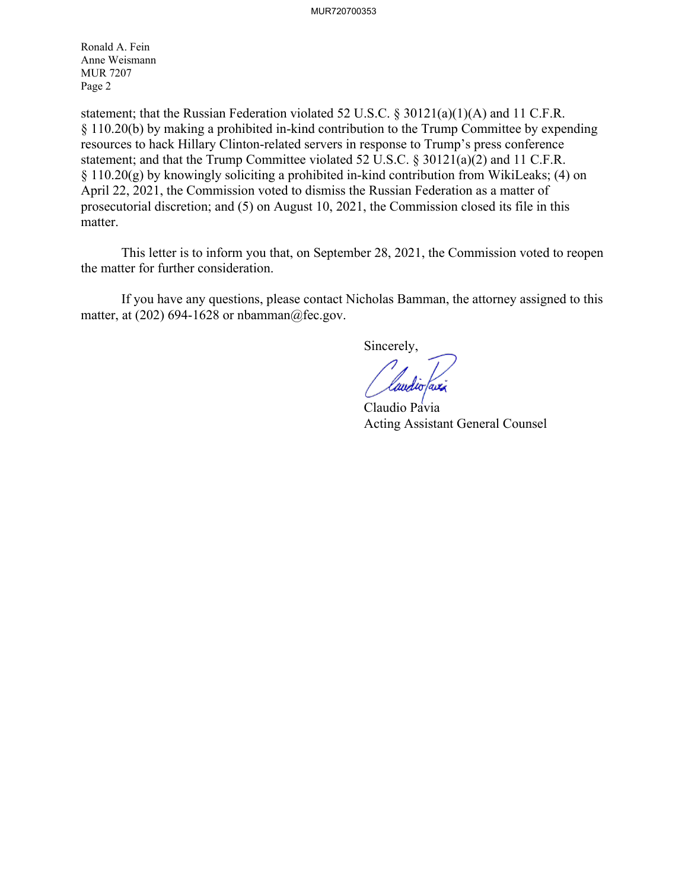Ronald A. Fein
Anne Weismann
MUR 7207
Page 2

statement; that the Russian Federation violated 52 U.S.C. § 30121(a)(1)(A) and 11 C.F.R. § 110.20(b) by making a prohibited in-kind contribution to the Trump Committee by expending resources to hack Hillary Clinton-related servers in response to Trump's press conference statement; and that the Trump Committee violated 52 U.S.C. § 30121(a)(2) and 11 C.F.R. § 110.20(g) by knowingly soliciting a prohibited in-kind contribution from WikiLeaks; (4) on April 22, 2021, the Commission voted to dismiss the Russian Federation as a matter of prosecutorial discretion; and (5) on August 10, 2021, the Commission closed its file in this matter.

This letter is to inform you that, on September 28, 2021, the Commission voted to reopen the matter for further consideration.

If you have any questions, please contact Nicholas Bamman, the attorney assigned to this matter, at (202) 694-1628 or nbamman@fec.gov.

Sincerely,

Claudio Pavia
Acting Assistant General Counsel